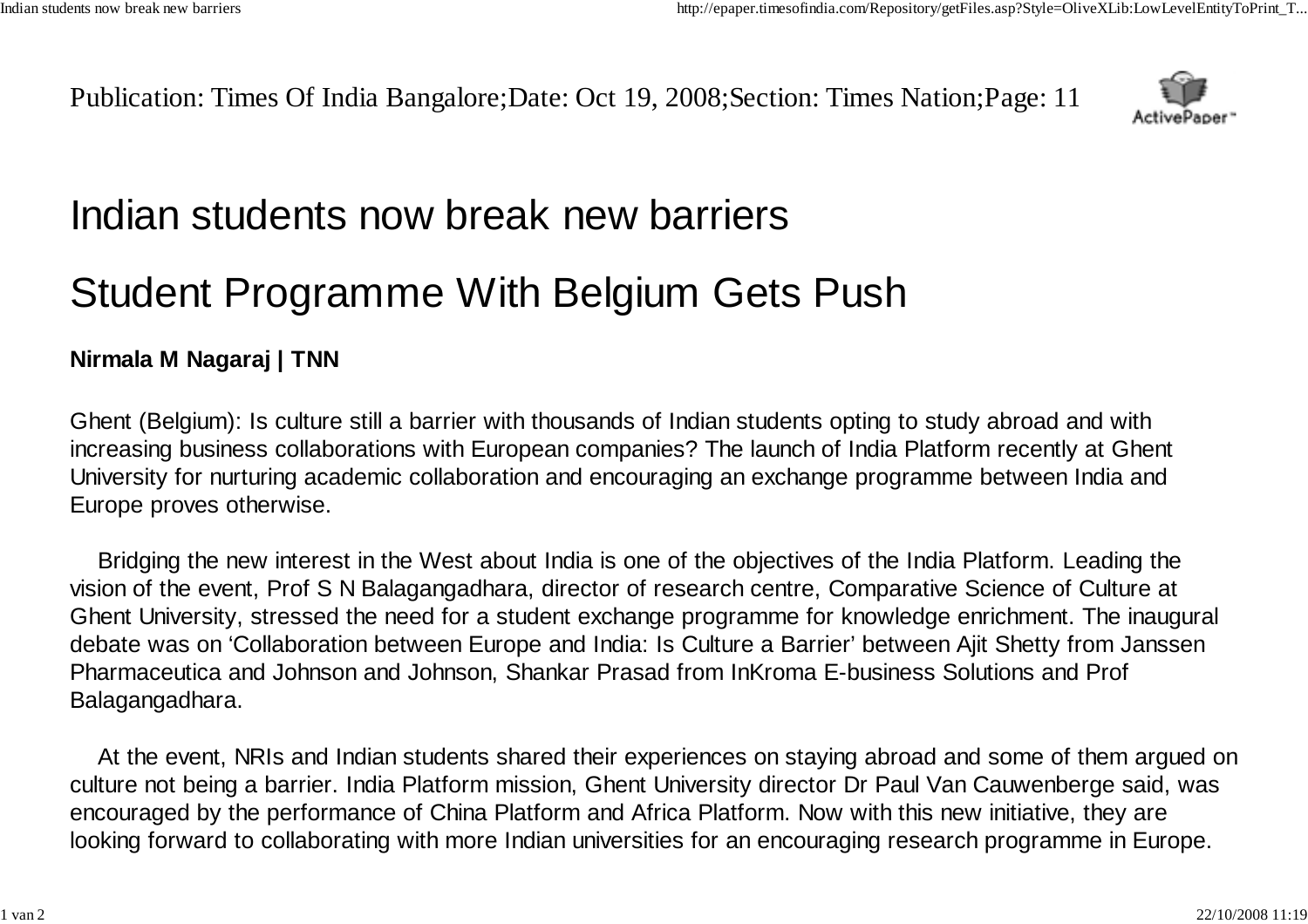Publication: Times Of India Bangalore;Date: Oct 19, 2008;Section: Times Nation;Page: 11

# Indian students now break new barriers

## Student Programme With Belgium Gets Push

**Nirmala M Nagaraj | TNN**

Ghent (Belgium): Is culture still a barrier with thousands of Indian students opting to study abroad and with increasing business collaborations with European companies? The launch of India Platform recently at Ghent University for nurturing academic collaboration and encouraging an exchange programme between India and Europe proves otherwise.

Bridging the new interest in the West about India is one of the objectives of the India Platform. Leading the vision of the event, Prof S N Balagangadhara, director of research centre, Comparative Science of Culture at Ghent University, stressed the need for a student exchange programme for knowledge enrichment. The inaugural debate was on 'Collaboration between Europe and India: Is Culture a Barrier' between Ajit Shetty from Janssen Pharmaceutica and Johnson and Johnson, Shankar Prasad from InKroma E-business Solutions and Prof Balagangadhara.

At the event, NRIs and Indian students shared their experiences on staying abroad and some of them argued on culture not being a barrier. India Platform mission, Ghent University director Dr Paul Van Cauwenberge said, was encouraged by the performance of China Platform and Africa Platform. Now with this new initiative, they are looking forward to collaborating with more Indian universities for an encouraging research programme in Europe.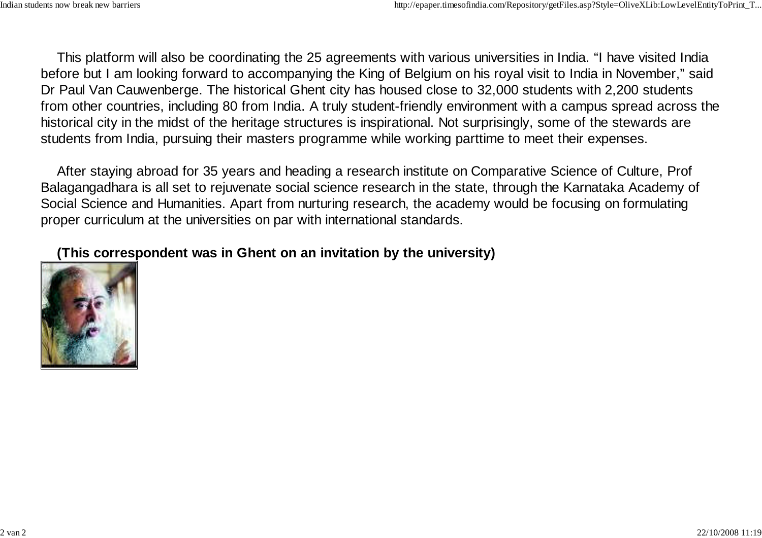This platform will also be coordinating the 25 agreements with various universities in India. “I have visited India before but I am looking forward to accompanying the King of Belgium on his royal visit to India in November,” said Dr Paul Van Cauwenberge. The historical Ghent city has housed close to 32,000 students with 2,200 students from other countries, including 80 from India. A truly student-friendly environment with a campus spread across the historical city in the midst of the heritage structures is inspirational. Not surprisingly, some of the stewards are students from India, pursuing their masters programme while working parttime to meet their expenses.

After staying abroad for 35 years and heading a research institute on Comparative Science of Culture, Prof Balagangadhara is all set to rejuvenate social science research in the state, through the Karnataka Academy of Social Science and Humanities. Apart from nurturing research, the academy would be focusing on formulating proper curriculum at the universities on par with international standards.

**(This correspondent was in Ghent on an invitation by the university)**